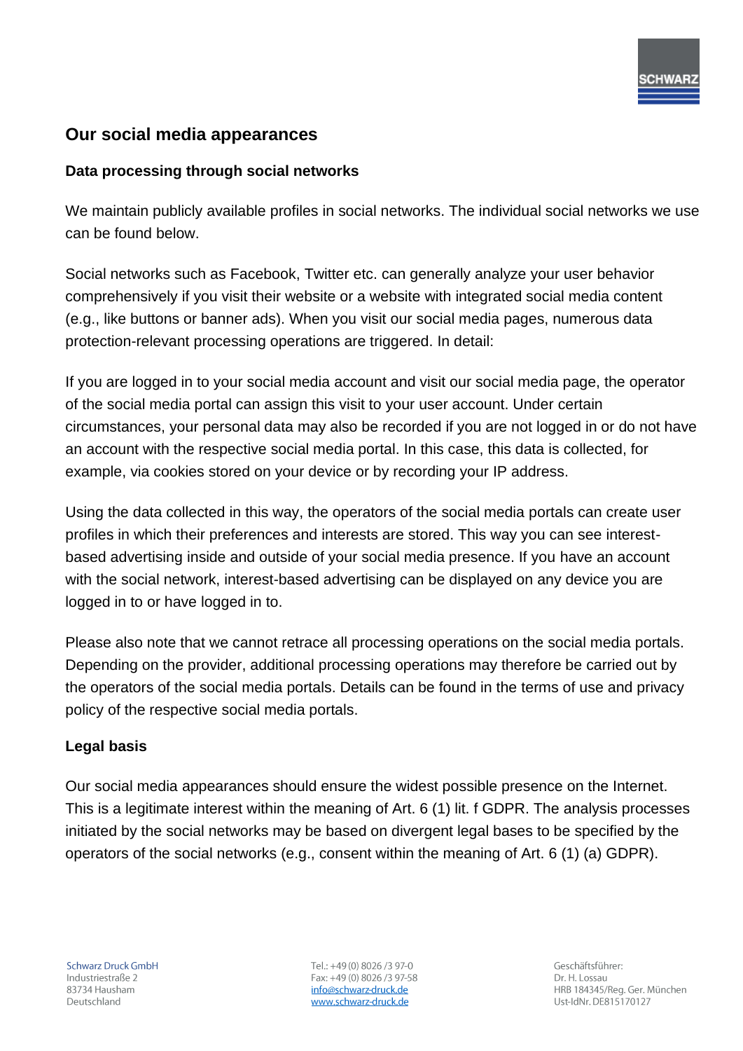## Our social media appearances

### Data processing through social networks

We maintain publicly available profiles in social networks. The individual social networks we use can be found below.

Social networks such as Facebook, Twitter etc. can generally analyze your user behavior comprehensively if you visit their website or a website with integrated social media content (e.g., like buttons or banner ads). When you visit our social media pages, numerous data protection-relevant processing operations are triggered. In detail:

If you are logged in to your social media account and visit our social media page, the operator of the social media portal can assign this visit to your user account. Under certain circumstances, your personal data may also be recorded if you are not logged in or do not have an account with the respective social media portal. In this case, this data is collected, for example, via cookies stored on your device or by recording your IP address.

Using the data collected in this way, the operators of the social media portals can create user profiles in which their preferences and interests are stored. This way you can see interest-based advertising inside and outside of your social media presence. If you have an account with the social network, interest-based advertising can be displayed on any device you are logged in to or have logged in to.

Please also note that we cannot retrace all processing operations on the social media portals. Depending on the provider, additional processing operations may therefore be carried out by the operators of the social media portals. Details can be found in the terms of use and privacy policy of the respective social media portals.

### Legal basis

Our social media appearances should ensure the widest possible presence on the Internet. This is a legitimate interest within the meaning of Art. 6 (1) lit. f GDPR. The analysis processes initiated by the social networks may be based on divergent legal bases to be specified by the operators of the social networks (e.g., consent within the meaning of Art. 6 (1) (a) GDPR).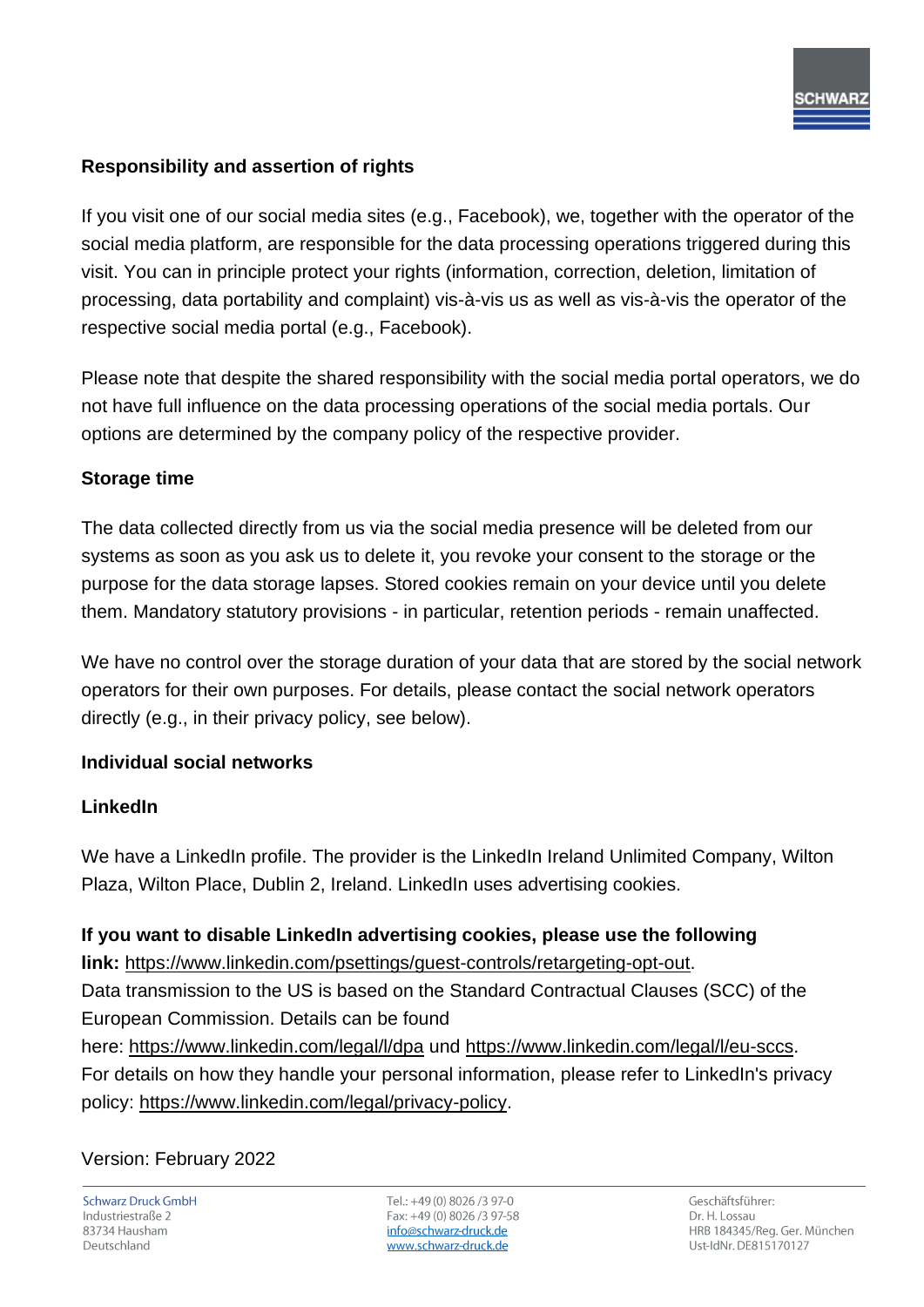**Responsibility and assertion of rights**

If you visit one of our social media sites (e.g., Facebook), we, together with the operator of the social media platform, are responsible for the data processing operations triggered during this visit. You can in principle protect your rights (information, correction, deletion, limitation of processing, data portability and complaint) vis-à-vis us as well as vis-à-vis the operator of the respective social media portal (e.g., Facebook).

Please note that despite the shared responsibility with the social media portal operators, we do not have full influence on the data processing operations of the social media portals. Our options are determined by the company policy of the respective provider.

**Storage time**

The data collected directly from us via the social media presence will be deleted from our systems as soon as you ask us to delete it, you revoke your consent to the storage or the purpose for the data storage lapses. Stored cookies remain on your device until you delete them. Mandatory statutory provisions - in particular, retention periods - remain unaffected.

We have no control over the storage duration of your data that are stored by the social network operators for their own purposes. For details, please contact the social network operators directly (e.g., in their privacy policy, see below).

**Individual social networks**

**LinkedIn**

We have a LinkedIn profile. The provider is the LinkedIn Ireland Unlimited Company, Wilton Plaza, Wilton Place, Dublin 2, Ireland. LinkedIn uses advertising cookies.

**If you want to disable LinkedIn advertising cookies, please use the following link:** https://www.linkedin.com/psettings/guest-controls/retargeting-opt-out.
Data transmission to the US is based on the Standard Contractual Clauses (SCC) of the European Commission. Details can be found here: https://www.linkedin.com/legal/l/dpa und https://www.linkedin.com/legal/l/eu-sccs.
For details on how they handle your personal information, please refer to LinkedIn's privacy policy: https://www.linkedin.com/legal/privacy-policy.

Version: February 2022